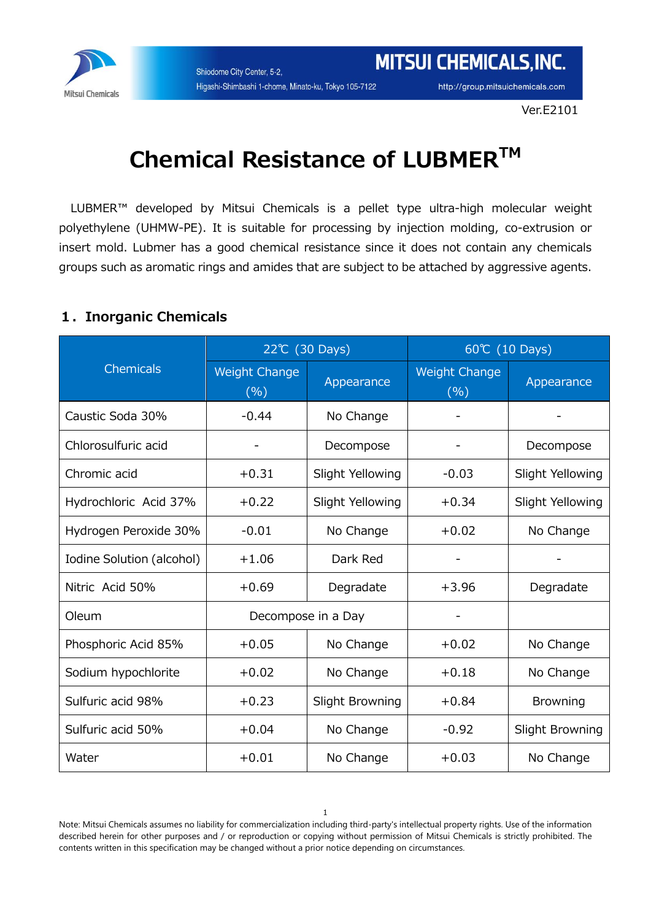Ver.E2101

# Chemical Resistance of LUBMER™

LUBMER™ developed by Mitsui Chemicals is a pellet type ultra-high molecular weight polyethylene (UHMW-PE). It is suitable for processing by injection molding, co-extrusion or insert mold. Lubmer has a good chemical resistance since it does not contain any chemicals groups such as aromatic rings and amides that are subject to be attached by aggressive agents.

## 1. Inorganic Chemicals

| Chemicals | 22℃ (30 Days) | | 60℃ (10 Days) | |
|---|---|---|---|---|
| | Weight Change (%) | Appearance | Weight Change (%) | Appearance |
| Caustic Soda 30% | -0.44 | No Change | - | - |
| Chlorosulfuric acid | - | Decompose | - | Decompose |
| Chromic acid | +0.31 | Slight Yellowing | -0.03 | Slight Yellowing |
| Hydrochloric Acid 37% | +0.22 | Slight Yellowing | +0.34 | Slight Yellowing |
| Hydrogen Peroxide 30% | -0.01 | No Change | +0.02 | No Change |
| Iodine Solution (alcohol) | +1.06 | Dark Red | - | - |
| Nitric Acid 50% | +0.69 | Degradate | +3.96 | Degradate |
| Oleum | Decompose in a Day | | - | |
| Phosphoric Acid 85% | +0.05 | No Change | +0.02 | No Change |
| Sodium hypochlorite | +0.02 | No Change | +0.18 | No Change |
| Sulfuric acid 98% | +0.23 | Slight Browning | +0.84 | Browning |
| Sulfuric acid 50% | +0.04 | No Change | -0.92 | Slight Browning |
| Water | +0.01 | No Change | +0.03 | No Change |

Note: Mitsui Chemicals assumes no liability for commercialization including third-party's intellectual property rights. Use of the information described herein for other purposes and / or reproduction or copying without permission of Mitsui Chemicals is strictly prohibited. The contents written in this specification may be changed without a prior notice depending on circumstances.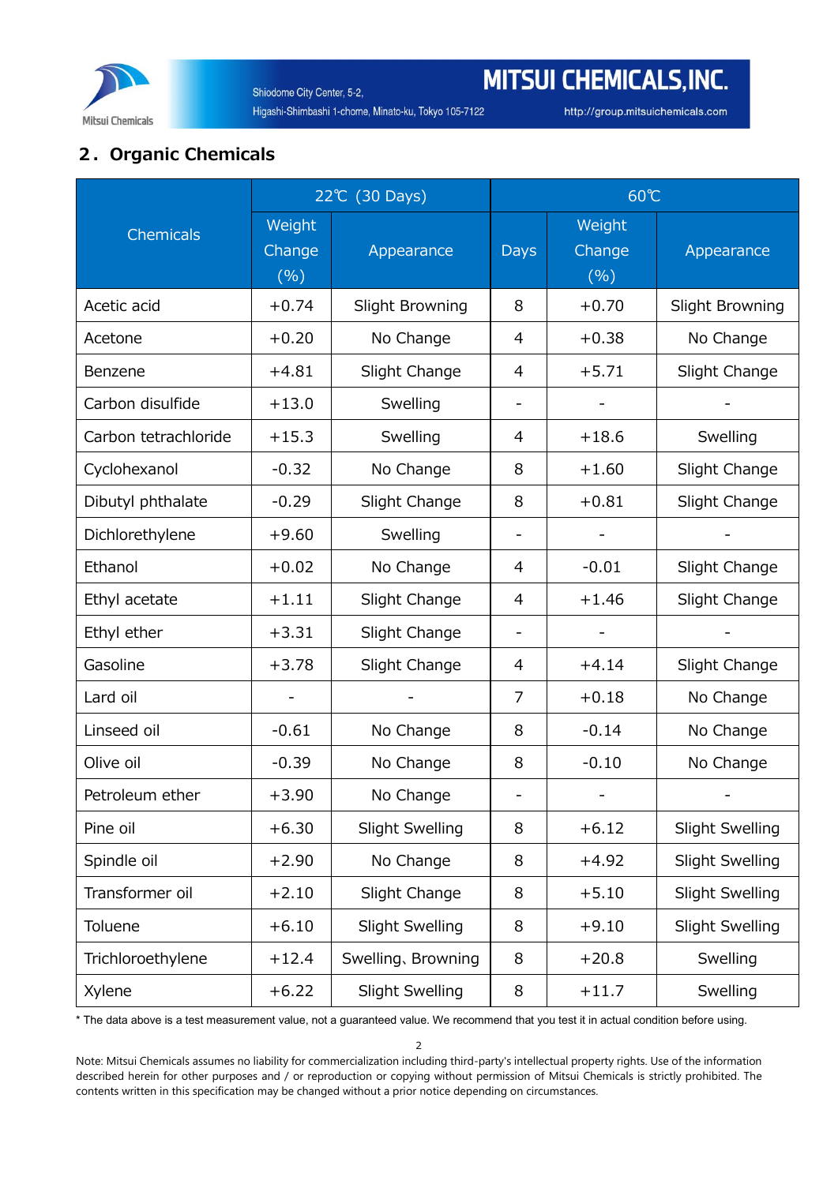## 2．Organic Chemicals

| Chemicals | 22℃（30 Days） | | 60℃ | | |
|---|---|---|---|---|---|
| | Weight Change (%) | Appearance | Days | Weight Change (%) | Appearance |
| Acetic acid | +0.74 | Slight Browning | 8 | +0.70 | Slight Browning |
| Acetone | +0.20 | No Change | 4 | +0.38 | No Change |
| Benzene | +4.81 | Slight Change | 4 | +5.71 | Slight Change |
| Carbon disulfide | +13.0 | Swelling | - | - | - |
| Carbon tetrachloride | +15.3 | Swelling | 4 | +18.6 | Swelling |
| Cyclohexanol | -0.32 | No Change | 8 | +1.60 | Slight Change |
| Dibutyl phthalate | -0.29 | Slight Change | 8 | +0.81 | Slight Change |
| Dichlorethylene | +9.60 | Swelling | - | - | - |
| Ethanol | +0.02 | No Change | 4 | -0.01 | Slight Change |
| Ethyl acetate | +1.11 | Slight Change | 4 | +1.46 | Slight Change |
| Ethyl ether | +3.31 | Slight Change | - | - | - |
| Gasoline | +3.78 | Slight Change | 4 | +4.14 | Slight Change |
| Lard oil | - | - | 7 | +0.18 | No Change |
| Linseed oil | -0.61 | No Change | 8 | -0.14 | No Change |
| Olive oil | -0.39 | No Change | 8 | -0.10 | No Change |
| Petroleum ether | +3.90 | No Change | - | - | - |
| Pine oil | +6.30 | Slight Swelling | 8 | +6.12 | Slight Swelling |
| Spindle oil | +2.90 | No Change | 8 | +4.92 | Slight Swelling |
| Transformer oil | +2.10 | Slight Change | 8 | +5.10 | Slight Swelling |
| Toluene | +6.10 | Slight Swelling | 8 | +9.10 | Slight Swelling |
| Trichloroethylene | +12.4 | Swelling、Browning | 8 | +20.8 | Swelling |
| Xylene | +6.22 | Slight Swelling | 8 | +11.7 | Swelling |

* The data above is a test measurement value, not a guaranteed value. We recommend that you test it in actual condition before using.

Note: Mitsui Chemicals assumes no liability for commercialization including third-party's intellectual property rights. Use of the information described herein for other purposes and / or reproduction or copying without permission of Mitsui Chemicals is strictly prohibited. The contents written in this specification may be changed without a prior notice depending on circumstances.